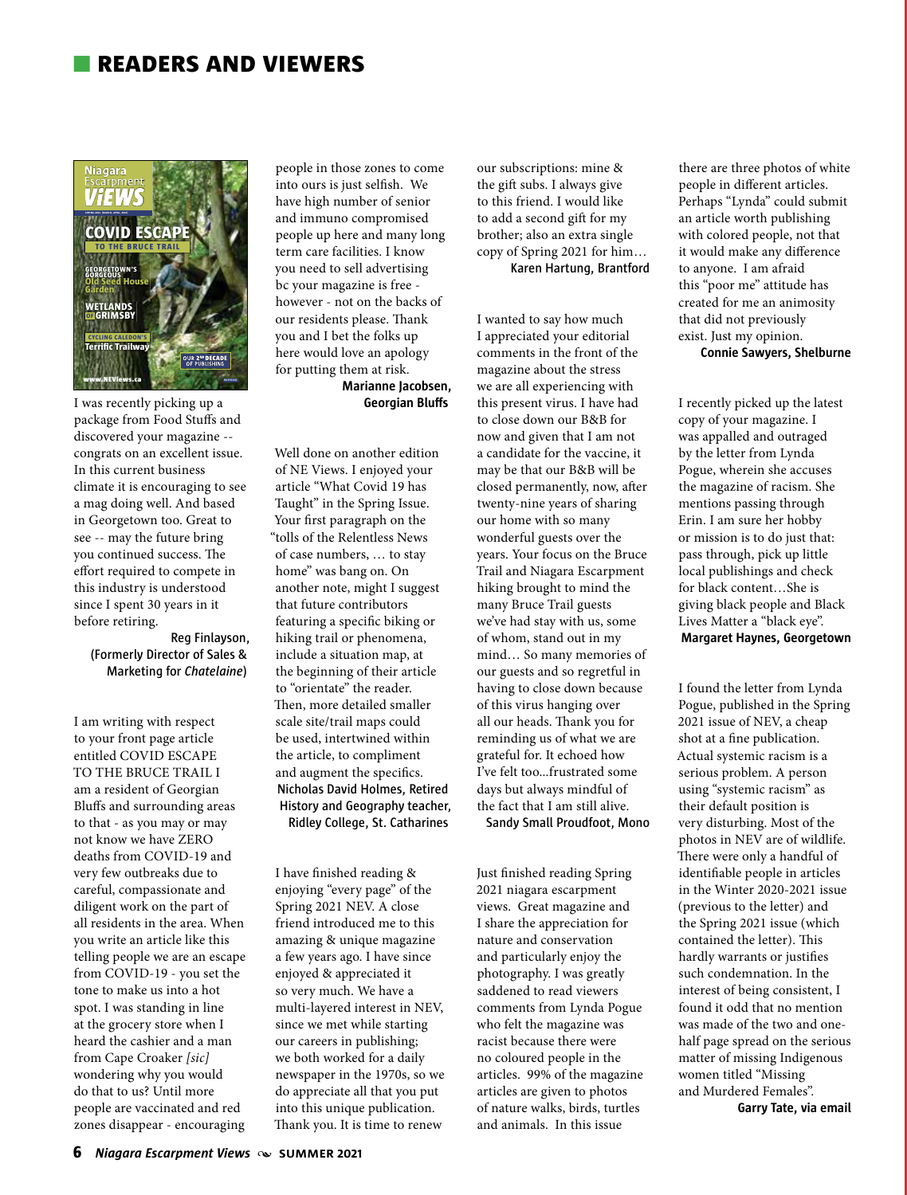# READERS AND VIEWERS

I was recently picking up a package from Food Stuffs and discovered your magazine -- congrats on an excellent issue. In this current business climate it is encouraging to see a mag doing well. And based in Georgetown too. Great to see -- may the future bring you continued success. The effort required to compete in this industry is understood since I spent 30 years in it before retiring.

**Reg Finlayson, (Formerly Director of Sales & Marketing for *Chatelaine*)**

I am writing with respect to your front page article entitled COVID ESCAPE TO THE BRUCE TRAIL I am a resident of Georgian Bluffs and surrounding areas to that - as you may or may not know we have ZERO deaths from COVID-19 and very few outbreaks due to careful, compassionate and diligent work on the part of all residents in the area. When you write an article like this telling people we are an escape from COVID-19 - you set the tone to make us into a hot spot. I was standing in line at the grocery store when I heard the cashier and a man from Cape Croaker *[sic]* wondering why you would do that to us? Until more people are vaccinated and red zones disappear - encouraging people in those zones to come into ours is just selfish. We have high number of senior and immuno compromised people up here and many long term care facilities. I know you need to sell advertising bc your magazine is free - however - not on the backs of our residents please. Thank you and I bet the folks up here would love an apology for putting them at risk.

**Marianne Jacobsen, Georgian Bluffs**

Well done on another edition of NE Views. I enjoyed your article "What Covid 19 has Taught" in the Spring Issue. Your first paragraph on the "tolls of the Relentless News of case numbers, … to stay home" was bang on. On another note, might I suggest that future contributors featuring a specific biking or hiking trail or phenomena, include a situation map, at the beginning of their article to "orientate" the reader. Then, more detailed smaller scale site/trail maps could be used, intertwined within the article, to compliment and augment the specifics.

**Nicholas David Holmes, Retired History and Geography teacher, Ridley College, St. Catharines**

I have finished reading & enjoying "every page" of the Spring 2021 NEV. A close friend introduced me to this amazing & unique magazine a few years ago. I have since enjoyed & appreciated it so very much. We have a multi-layered interest in NEV, since we met while starting our careers in publishing; we both worked for a daily newspaper in the 1970s, so we do appreciate all that you put into this unique publication. Thank you. It is time to renew our subscriptions: mine & the gift subs. I always give to this friend. I would like to add a second gift for my brother; also an extra single copy of Spring 2021 for him…

**Karen Hartung, Brantford**

I wanted to say how much I appreciated your editorial comments in the front of the magazine about the stress we are all experiencing with this present virus. I have had to close down our B&B for now and given that I am not a candidate for the vaccine, it may be that our B&B will be closed permanently, now, after twenty-nine years of sharing our home with so many wonderful guests over the years. Your focus on the Bruce Trail and Niagara Escarpment hiking brought to mind the many Bruce Trail guests we've had stay with us, some of whom, stand out in my mind… So many memories of our guests and so regretful in having to close down because of this virus hanging over all our heads. Thank you for reminding us of what we are grateful for. It echoed how I've felt too...frustrated some days but always mindful of the fact that I am still alive.

**Sandy Small Proudfoot, Mono**

Just finished reading Spring 2021 niagara escarpment views. Great magazine and I share the appreciation for nature and conservation and particularly enjoy the photography. I was greatly saddened to read viewers comments from Lynda Pogue who felt the magazine was racist because there were no coloured people in the articles. 99% of the magazine articles are given to photos of nature walks, birds, turtles and animals. In this issue there are three photos of white people in different articles. Perhaps "Lynda" could submit an article worth publishing with colored people, not that it would make any difference to anyone. I am afraid this "poor me" attitude has created for me an animosity that did not previously exist. Just my opinion.

**Connie Sawyers, Shelburne**

I recently picked up the latest copy of your magazine. I was appalled and outraged by the letter from Lynda Pogue, wherein she accuses the magazine of racism. She mentions passing through Erin. I am sure her hobby or mission is to do just that: pass through, pick up little local publishings and check for black content…She is giving black people and Black Lives Matter a "black eye".

**Margaret Haynes, Georgetown**

I found the letter from Lynda Pogue, published in the Spring 2021 issue of NEV, a cheap shot at a fine publication. Actual systemic racism is a serious problem. A person using "systemic racism" as their default position is very disturbing. Most of the photos in NEV are of wildlife. There were only a handful of identifiable people in articles in the Winter 2020-2021 issue (previous to the letter) and the Spring 2021 issue (which contained the letter). This hardly warrants or justifies such condemnation. In the interest of being consistent, I found it odd that no mention was made of the two and one-half page spread on the serious matter of missing Indigenous women titled "Missing and Murdered Females".

**Garry Tate, via email**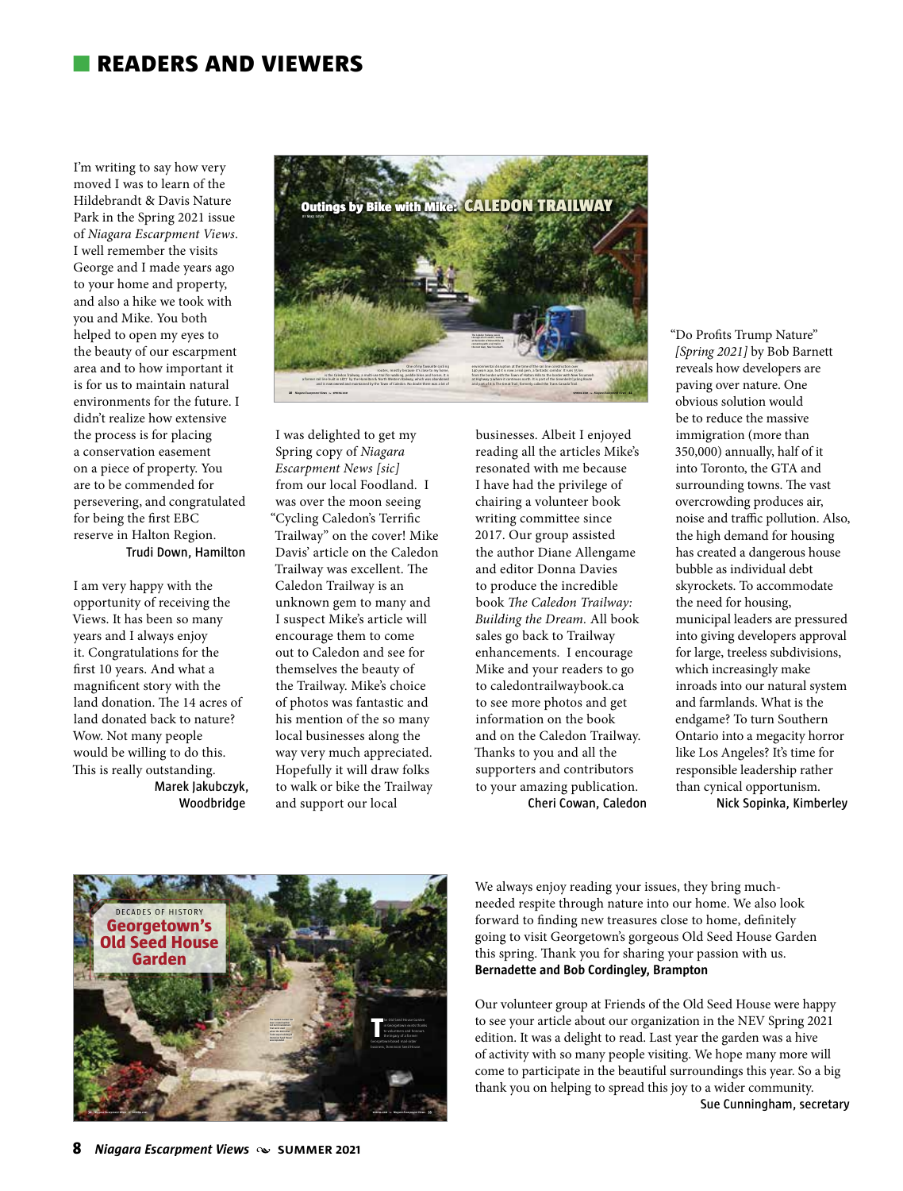# READERS AND VIEWERS

I'm writing to say how very moved I was to learn of the Hildebrandt & Davis Nature Park in the Spring 2021 issue of *Niagara Escarpment Views*. I well remember the visits George and I made years ago to your home and property, and also a hike we took with you and Mike. You both helped to open my eyes to the beauty of our escarpment area and to how important it is for us to maintain natural environments for the future. I didn't realize how extensive the process is for placing a conservation easement on a piece of property. You are to be commended for persevering, and congratulated for being the first EBC reserve in Halton Region.

**Trudi Down, Hamilton**

I am very happy with the opportunity of receiving the Views. It has been so many years and I always enjoy it. Congratulations for the first 10 years. And what a magnificent story with the land donation. The 14 acres of land donated back to nature? Wow. Not many people would be willing to do this. This is really outstanding.

**Marek Jakubczyk, Woodbridge**

I was delighted to get my Spring copy of *Niagara Escarpment News [sic]* from our local Foodland. I was over the moon seeing "Cycling Caledon's Terrific Trailway" on the cover! Mike Davis' article on the Caledon Trailway was excellent. The Caledon Trailway is an unknown gem to many and I suspect Mike's article will encourage them to come out to Caledon and see for themselves the beauty of the Trailway. Mike's choice of photos was fantastic and his mention of the so many local businesses along the way very much appreciated. Hopefully it will draw folks to walk or bike the Trailway and support our local businesses. Albeit I enjoyed reading all the articles Mike's resonated with me because I have had the privilege of chairing a volunteer book writing committee since 2017. Our group assisted the author Diane Allengame and editor Donna Davies to produce the incredible book *The Caledon Trailway: Building the Dream*. All book sales go back to Trailway enhancements. I encourage Mike and your readers to go to caledontrailwaybook.ca to see more photos and get information on the book and on the Caledon Trailway. Thanks to you and all the supporters and contributors to your amazing publication.

**Cheri Cowan, Caledon**

"Do Profits Trump Nature" *[Spring 2021]* by Bob Barnett reveals how developers are paving over nature. One obvious solution would be to reduce the massive immigration (more than 350,000) annually, half of it into Toronto, the GTA and surrounding towns. The vast overcrowding produces air, noise and traffic pollution. Also, the high demand for housing has created a dangerous house bubble as individual debt skyrockets. To accommodate the need for housing, municipal leaders are pressured into giving developers approval for large, treeless subdivisions, which increasingly make inroads into our natural system and farmlands. What is the endgame? To turn Southern Ontario into a megacity horror like Los Angeles? It's time for responsible leadership rather than cynical opportunism.

**Nick Sopinka, Kimberley**

We always enjoy reading your issues, they bring much-needed respite through nature into our home. We also look forward to finding new treasures close to home, definitely going to visit Georgetown's gorgeous Old Seed House Garden this spring. Thank you for sharing your passion with us.

**Bernadette and Bob Cordingley, Brampton**

Our volunteer group at Friends of the Old Seed House were happy to see your article about our organization in the NEV Spring 2021 edition. It was a delight to read. Last year the garden was a hive of activity with so many people visiting. We hope many more will come to participate in the beautiful surroundings this year. So a big thank you on helping to spread this joy to a wider community.

**Sue Cunningham, secretary**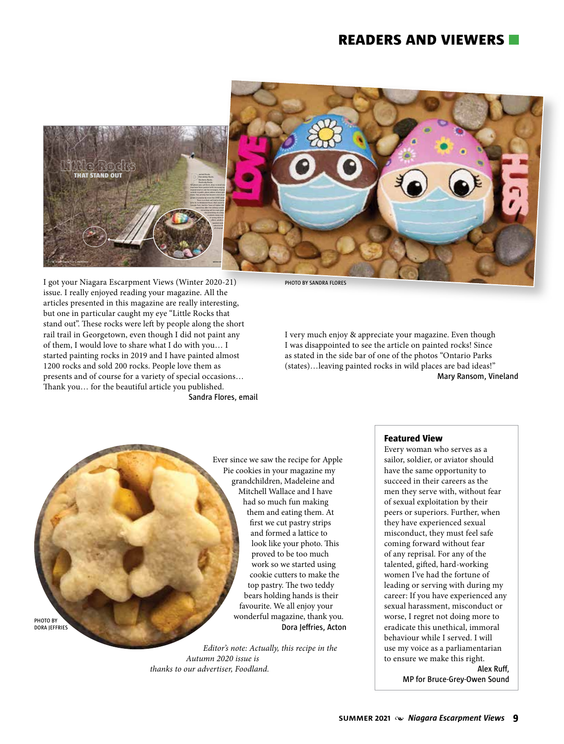# READERS AND VIEWERS

PHOTO BY SANDRA FLORES

I got your Niagara Escarpment Views (Winter 2020-21) issue. I really enjoyed reading your magazine. All the articles presented in this magazine are really interesting, but one in particular caught my eye "Little Rocks that stand out". These rocks were left by people along the short rail trail in Georgetown, even though I did not paint any of them, I would love to share what I do with you… I started painting rocks in 2019 and I have painted almost 1200 rocks and sold 200 rocks. People love them as presents and of course for a variety of special occasions… Thank you… for the beautiful article you published.

Sandra Flores, email

I very much enjoy & appreciate your magazine. Even though I was disappointed to see the article on painted rocks! Since as stated in the side bar of one of the photos "Ontario Parks (states)…leaving painted rocks in wild places are bad ideas!"

Mary Ransom, Vineland

Ever since we saw the recipe for Apple Pie cookies in your magazine my grandchildren, Madeleine and Mitchell Wallace and I have had so much fun making them and eating them. At first we cut pastry strips and formed a lattice to look like your photo. This proved to be too much work so we started using cookie cutters to make the top pastry. The two teddy bears holding hands is their favourite. We all enjoy your wonderful magazine, thank you.

Dora Jeffries, Acton

PHOTO BY DORA JEFFRIES

*Editor's note: Actually, this recipe in the Autumn 2020 issue is thanks to our advertiser, Foodland.*

**Featured View**

Every woman who serves as a sailor, soldier, or aviator should have the same opportunity to succeed in their careers as the men they serve with, without fear of sexual exploitation by their peers or superiors. Further, when they have experienced sexual misconduct, they must feel safe coming forward without fear of any reprisal. For any of the talented, gifted, hard-working women I've had the fortune of leading or serving with during my career: If you have experienced any sexual harassment, misconduct or worse, I regret not doing more to eradicate this unethical, immoral behaviour while I served. I will use my voice as a parliamentarian to ensure we make this right.

Alex Ruff,
MP for Bruce-Grey-Owen Sound